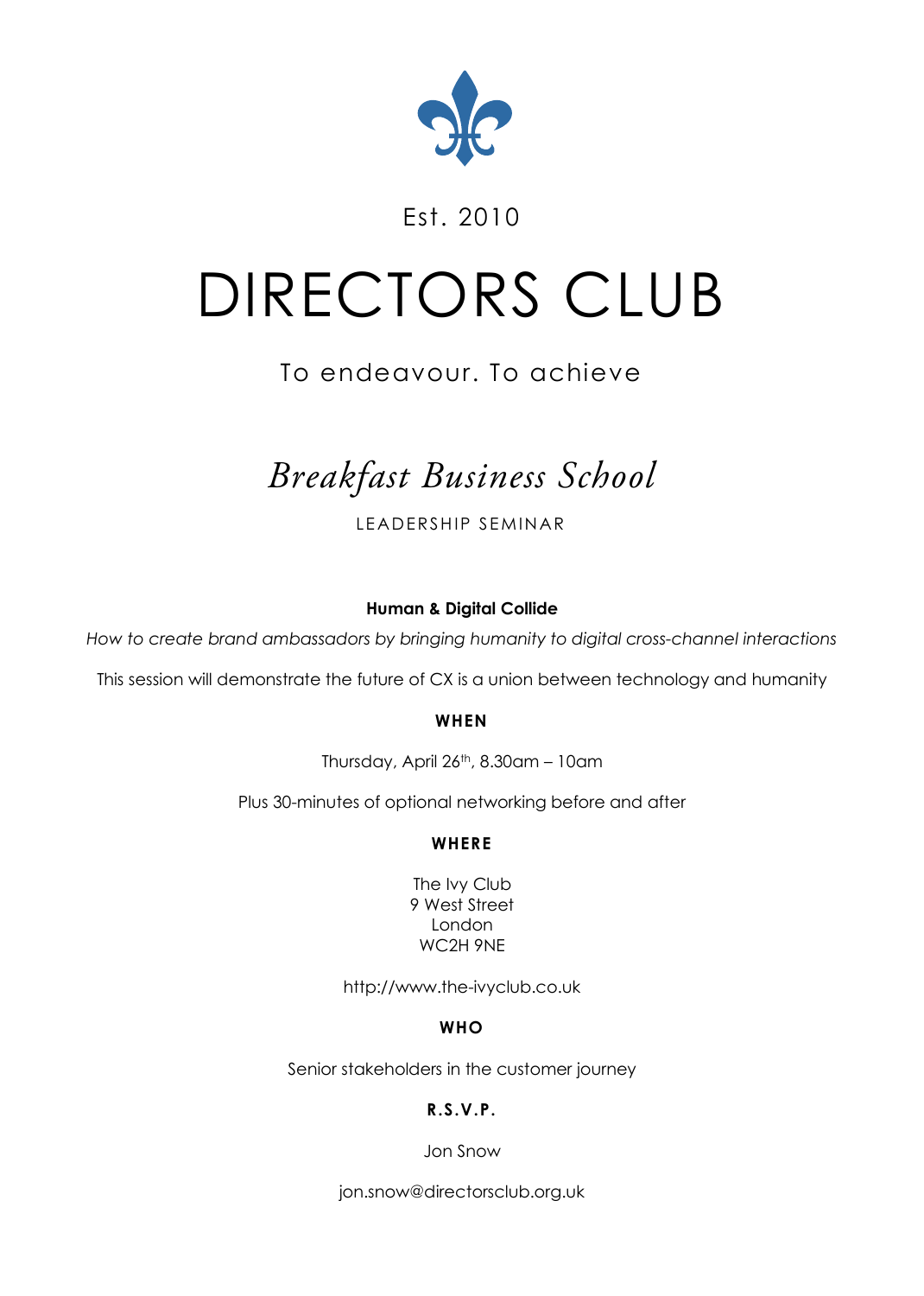Est. 2010

# DIRECTORS CLUB

To endeavour. To achieve

## *Breakfast Business School*

LEADERSHIP SEMINAR

**Human & Digital Collide**

*How to create brand ambassadors by bringing humanity to digital cross-channel interactions*

This session will demonstrate the future of CX is a union between technology and humanity

**WHEN**

Thursday, April 26th, 8.30am – 10am

Plus 30-minutes of optional networking before and after

**WHERE**

The Ivy Club
9 West Street
London
WC2H 9NE

http://www.the-ivyclub.co.uk

**WHO**

Senior stakeholders in the customer journey

**R.S.V.P.**

Jon Snow

jon.snow@directorsclub.org.uk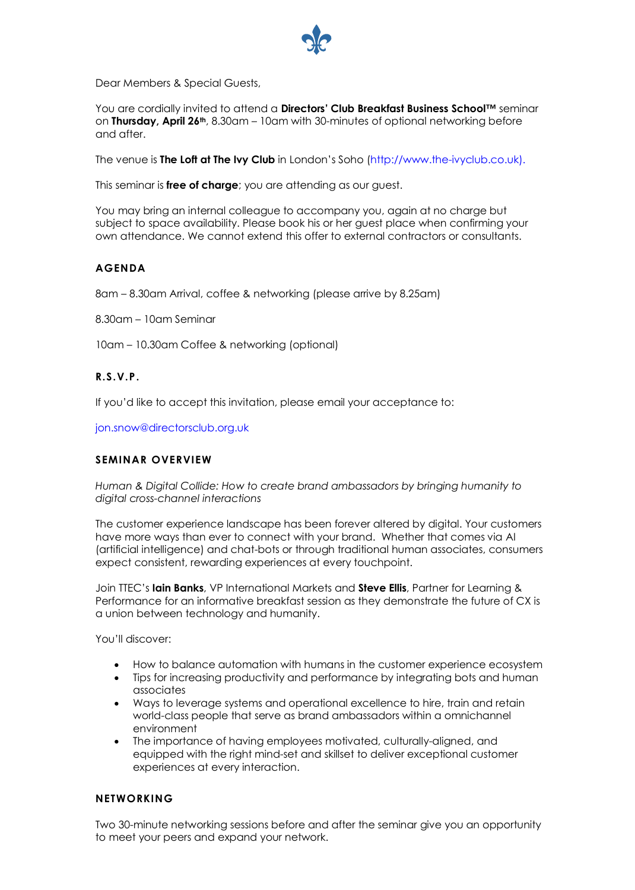Dear Members & Special Guests,

You are cordially invited to attend a **Directors' Club Breakfast Business School™** seminar on **Thursday, April 26th**, 8.30am – 10am with 30-minutes of optional networking before and after.

The venue is **The Loft at The Ivy Club** in London's Soho (http://www.the-ivyclub.co.uk).

This seminar is **free of charge**; you are attending as our guest.

You may bring an internal colleague to accompany you, again at no charge but subject to space availability. Please book his or her guest place when confirming your own attendance. We cannot extend this offer to external contractors or consultants.

## AGENDA

8am – 8.30am Arrival, coffee & networking (please arrive by 8.25am)

8.30am – 10am Seminar

10am – 10.30am Coffee & networking (optional)

## R.S.V.P.

If you'd like to accept this invitation, please email your acceptance to:

jon.snow@directorsclub.org.uk

## SEMINAR OVERVIEW

*Human & Digital Collide: How to create brand ambassadors by bringing humanity to digital cross-channel interactions*

The customer experience landscape has been forever altered by digital. Your customers have more ways than ever to connect with your brand. Whether that comes via AI (artificial intelligence) and chat-bots or through traditional human associates, consumers expect consistent, rewarding experiences at every touchpoint.

Join TTEC's **Iain Banks**, VP International Markets and **Steve Ellis**, Partner for Learning & Performance for an informative breakfast session as they demonstrate the future of CX is a union between technology and humanity.

You'll discover:

- How to balance automation with humans in the customer experience ecosystem
- Tips for increasing productivity and performance by integrating bots and human associates
- Ways to leverage systems and operational excellence to hire, train and retain world-class people that serve as brand ambassadors within a omnichannel environment
- The importance of having employees motivated, culturally-aligned, and equipped with the right mind-set and skillset to deliver exceptional customer experiences at every interaction.

## NETWORKING

Two 30-minute networking sessions before and after the seminar give you an opportunity to meet your peers and expand your network.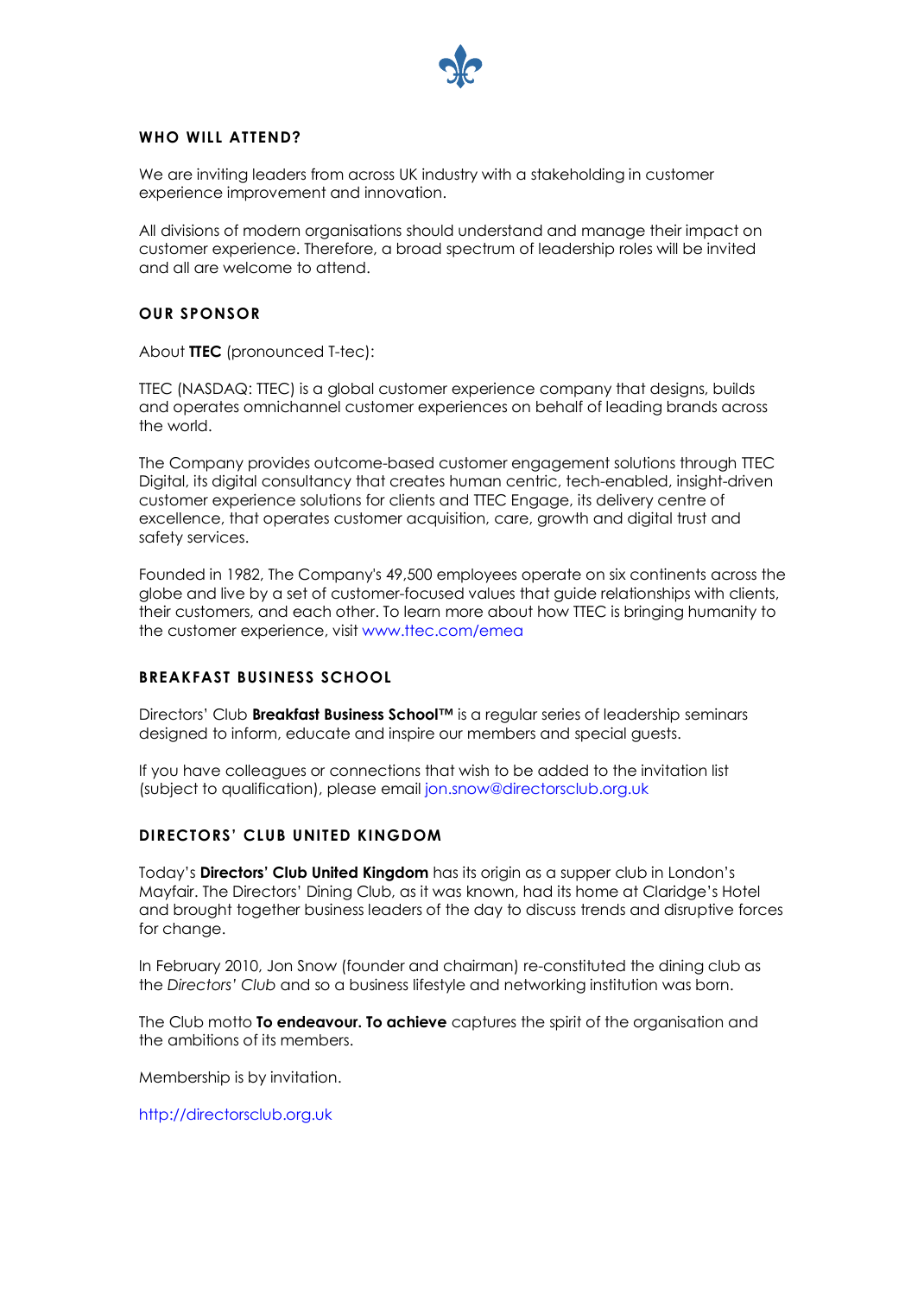## WHO WILL ATTEND?

We are inviting leaders from across UK industry with a stakeholding in customer experience improvement and innovation.

All divisions of modern organisations should understand and manage their impact on customer experience. Therefore, a broad spectrum of leadership roles will be invited and all are welcome to attend.

## OUR SPONSOR

About **TTEC** (pronounced T-tec):

TTEC (NASDAQ: TTEC) is a global customer experience company that designs, builds and operates omnichannel customer experiences on behalf of leading brands across the world.

The Company provides outcome-based customer engagement solutions through TTEC Digital, its digital consultancy that creates human centric, tech-enabled, insight-driven customer experience solutions for clients and TTEC Engage, its delivery centre of excellence, that operates customer acquisition, care, growth and digital trust and safety services.

Founded in 1982, The Company's 49,500 employees operate on six continents across the globe and live by a set of customer-focused values that guide relationships with clients, their customers, and each other. To learn more about how TTEC is bringing humanity to the customer experience, visit www.ttec.com/emea

## BREAKFAST BUSINESS SCHOOL

Directors' Club **Breakfast Business School™** is a regular series of leadership seminars designed to inform, educate and inspire our members and special guests.

If you have colleagues or connections that wish to be added to the invitation list (subject to qualification), please email jon.snow@directorsclub.org.uk

## DIRECTORS' CLUB UNITED KINGDOM

Today's **Directors' Club United Kingdom** has its origin as a supper club in London's Mayfair. The Directors' Dining Club, as it was known, had its home at Claridge's Hotel and brought together business leaders of the day to discuss trends and disruptive forces for change.

In February 2010, Jon Snow (founder and chairman) re-constituted the dining club as the *Directors' Club* and so a business lifestyle and networking institution was born.

The Club motto **To endeavour. To achieve** captures the spirit of the organisation and the ambitions of its members.

Membership is by invitation.

http://directorsclub.org.uk